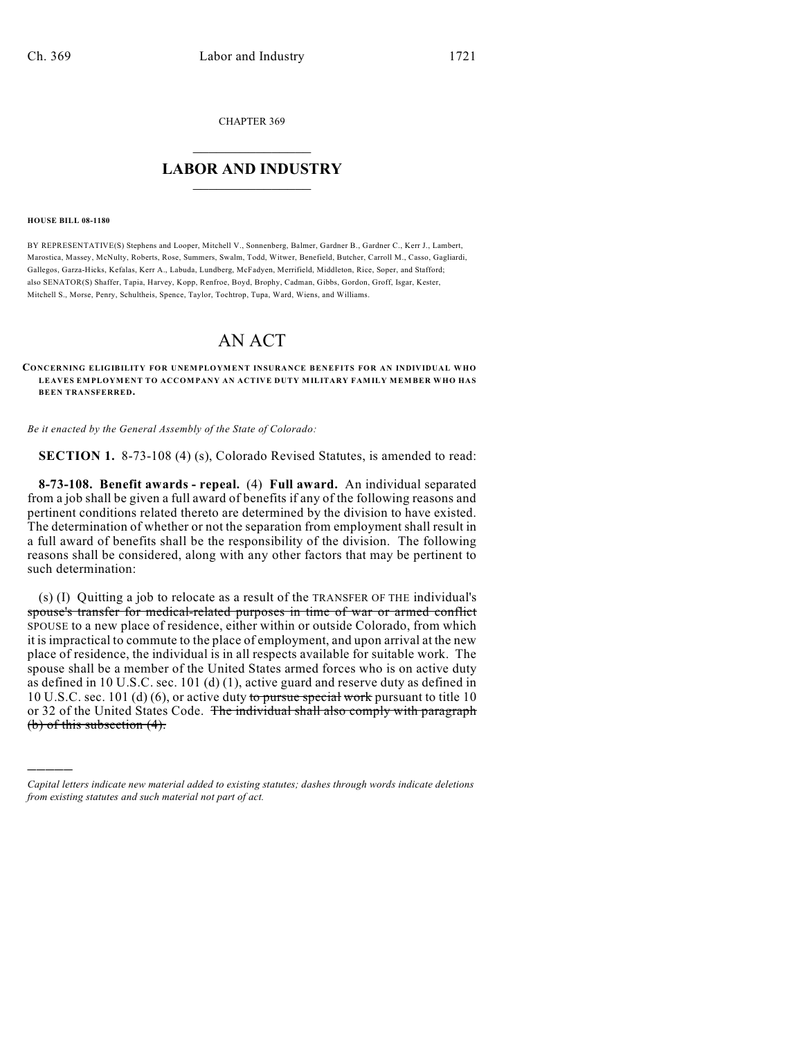CHAPTER 369

## LABOR AND INDUSTRY

**HOUSE BILL 08-1180**

BY REPRESENTATIVE(S) Stephens and Looper, Mitchell V., Sonnenberg, Balmer, Gardner B., Gardner C., Kerr J., Lambert, Marostica, Massey, McNulty, Roberts, Rose, Summers, Swalm, Todd, Witwer, Benefield, Butcher, Carroll M., Casso, Gagliardi, Gallegos, Garza-Hicks, Kefalas, Kerr A., Labuda, Lundberg, McFadyen, Merrifield, Middleton, Rice, Soper, and Stafford; also SENATOR(S) Shaffer, Tapia, Harvey, Kopp, Renfroe, Boyd, Brophy, Cadman, Gibbs, Gordon, Groff, Isgar, Kester, Mitchell S., Morse, Penry, Schultheis, Spence, Taylor, Tochtrop, Tupa, Ward, Wiens, and Williams.

# AN ACT

**CONCERNING ELIGIBILITY FOR UNEMPLOYMENT INSURANCE BENEFITS FOR AN INDIVIDUAL WHO LEAVES EMPLOYMENT TO ACCOMPANY AN ACTIVE DUTY MILITARY FAMILY MEMBER WHO HAS BEEN TRANSFERRED.**

*Be it enacted by the General Assembly of the State of Colorado:*

**SECTION 1.** 8-73-108 (4) (s), Colorado Revised Statutes, is amended to read:

**8-73-108. Benefit awards - repeal.** (4) **Full award.** An individual separated from a job shall be given a full award of benefits if any of the following reasons and pertinent conditions related thereto are determined by the division to have existed. The determination of whether or not the separation from employment shall result in a full award of benefits shall be the responsibility of the division. The following reasons shall be considered, along with any other factors that may be pertinent to such determination:

(s) (I) Quitting a job to relocate as a result of the TRANSFER OF THE individual's ~~spouse's transfer for medical-related purposes in time of war or armed conflict~~ SPOUSE to a new place of residence, either within or outside Colorado, from which it is impractical to commute to the place of employment, and upon arrival at the new place of residence, the individual is in all respects available for suitable work. The spouse shall be a member of the United States armed forces who is on active duty as defined in 10 U.S.C. sec. 101 (d) (1), active guard and reserve duty as defined in 10 U.S.C. sec. 101 (d) (6), or active duty ~~to pursue special work~~ pursuant to title 10 or 32 of the United States Code. ~~The individual shall also comply with paragraph (b) of this subsection (4).~~

---

*Capital letters indicate new material added to existing statutes; dashes through words indicate deletions from existing statutes and such material not part of act.*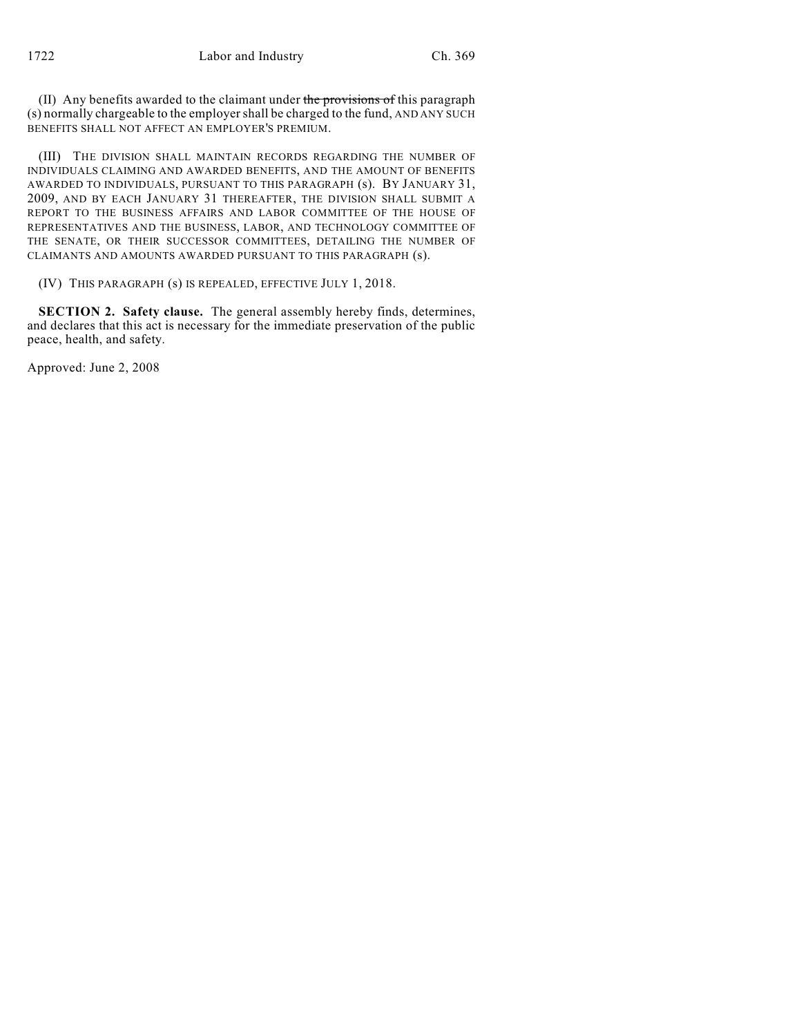(II) Any benefits awarded to the claimant under ~~the provisions of~~ this paragraph (s) normally chargeable to the employer shall be charged to the fund, AND ANY SUCH BENEFITS SHALL NOT AFFECT AN EMPLOYER'S PREMIUM.

(III) THE DIVISION SHALL MAINTAIN RECORDS REGARDING THE NUMBER OF INDIVIDUALS CLAIMING AND AWARDED BENEFITS, AND THE AMOUNT OF BENEFITS AWARDED TO INDIVIDUALS, PURSUANT TO THIS PARAGRAPH (s). BY JANUARY 31, 2009, AND BY EACH JANUARY 31 THEREAFTER, THE DIVISION SHALL SUBMIT A REPORT TO THE BUSINESS AFFAIRS AND LABOR COMMITTEE OF THE HOUSE OF REPRESENTATIVES AND THE BUSINESS, LABOR, AND TECHNOLOGY COMMITTEE OF THE SENATE, OR THEIR SUCCESSOR COMMITTEES, DETAILING THE NUMBER OF CLAIMANTS AND AMOUNTS AWARDED PURSUANT TO THIS PARAGRAPH (s).

(IV) THIS PARAGRAPH (s) IS REPEALED, EFFECTIVE JULY 1, 2018.

**SECTION 2. Safety clause.** The general assembly hereby finds, determines, and declares that this act is necessary for the immediate preservation of the public peace, health, and safety.

Approved: June 2, 2008